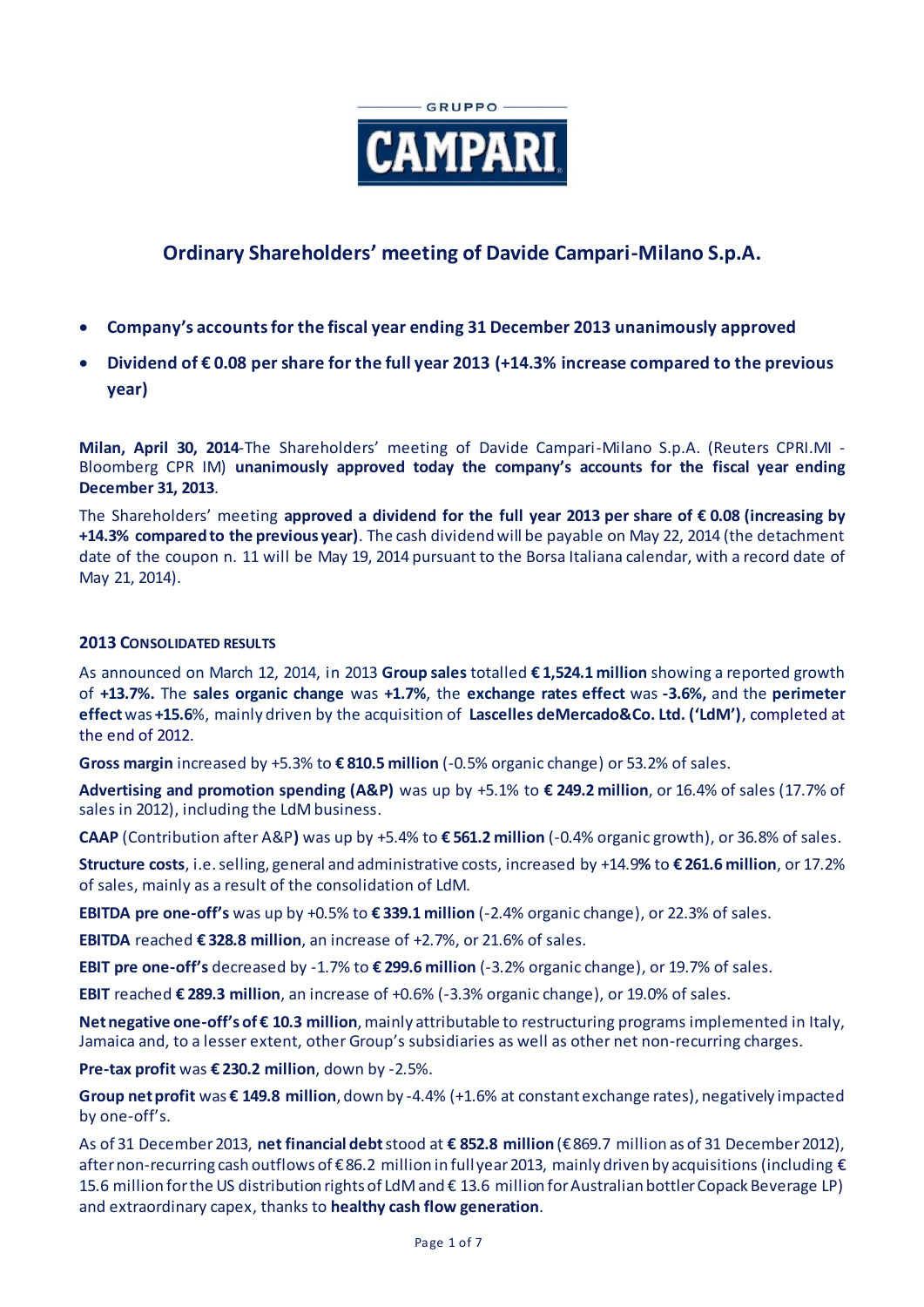GRUPPO

CAMPARI

# Ordinary Shareholders' meeting of Davide Campari-Milano S.p.A.

- **Company's accounts for the fiscal year ending 31 December 2013 unanimously approved**
- **Dividend of € 0.08 per share for the full year 2013 (+14.3% increase compared to the previous year)**

**Milan, April 30, 2014**-The Shareholders' meeting of Davide Campari-Milano S.p.A. (Reuters CPRI.MI - Bloomberg CPR IM) **unanimously approved today the company's accounts for the fiscal year ending December 31, 2013**.

The Shareholders' meeting **approved a dividend for the full year 2013 per share of € 0.08 (increasing by +14.3% compared to the previous year)**. The cash dividend will be payable on May 22, 2014 (the detachment date of the coupon n. 11 will be May 19, 2014 pursuant to the Borsa Italiana calendar, with a record date of May 21, 2014).

## 2013 Consolidated results

As announced on March 12, 2014, in 2013 **Group sales** totalled **€ 1,524.1 million** showing a reported growth of **+13.7%.** The **sales organic change** was **+1.7%**, the **exchange rates effect** was **-3.6%,** and the **perimeter effect** was **+15.6**%, mainly driven by the acquisition of **Lascelles deMercado&Co. Ltd. ('LdM')**, completed at the end of 2012.

**Gross margin** increased by +5.3% to **€ 810.5 million** (-0.5% organic change) or 53.2% of sales.

**Advertising and promotion spending (A&P)** was up by +5.1% to **€ 249.2 million**, or 16.4% of sales (17.7% of sales in 2012), including the LdM business.

**CAAP** (Contribution after A&P**)** was up by +5.4% to **€ 561.2 million** (-0.4% organic growth), or 36.8% of sales.

**Structure costs**, i.e. selling, general and administrative costs, increased by +14.9**%** to **€ 261.6 million**, or 17.2% of sales, mainly as a result of the consolidation of LdM.

**EBITDA pre one-off's** was up by +0.5% to **€ 339.1 million** (-2.4% organic change), or 22.3% of sales.

**EBITDA** reached **€ 328.8 million**, an increase of +2.7%, or 21.6% of sales.

**EBIT pre one-off's** decreased by -1.7% to **€ 299.6 million** (-3.2% organic change), or 19.7% of sales.

**EBIT** reached **€ 289.3 million**, an increase of +0.6% (-3.3% organic change), or 19.0% of sales.

**Net negative one-off's of € 10.3 million**, mainly attributable to restructuring programs implemented in Italy, Jamaica and, to a lesser extent, other Group's subsidiaries as well as other net non-recurring charges.

**Pre-tax profit** was **€ 230.2 million**, down by -2.5%.

**Group net profit** was **€ 149.8 million**, down by -4.4% (+1.6% at constant exchange rates), negatively impacted by one-off's.

As of 31 December 2013, **net financial debt** stood at **€ 852.8 million** (€ 869.7 million as of 31 December 2012), after non-recurring cash outflows of € 86.2 million in full year 2013, mainly driven by acquisitions (including € 15.6 million for the US distribution rights of LdM and € 13.6 million for Australian bottler Copack Beverage LP) and extraordinary capex, thanks to **healthy cash flow generation**.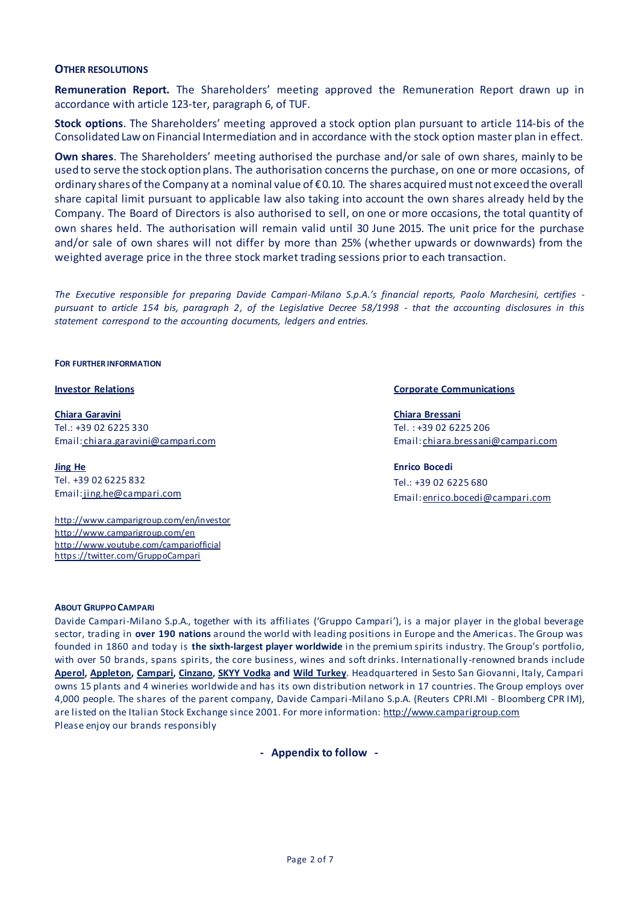## OTHER RESOLUTIONS

**Remuneration Report.** The Shareholders' meeting approved the Remuneration Report drawn up in accordance with article 123-ter, paragraph 6, of TUF.

**Stock options**. The Shareholders' meeting approved a stock option plan pursuant to article 114-bis of the Consolidated Law on Financial Intermediation and in accordance with the stock option master plan in effect.

**Own shares**. The Shareholders' meeting authorised the purchase and/or sale of own shares, mainly to be used to serve the stock option plans. The authorisation concerns the purchase, on one or more occasions, of ordinary shares of the Company at a nominal value of €0.10. The shares acquired must not exceed the overall share capital limit pursuant to applicable law also taking into account the own shares already held by the Company. The Board of Directors is also authorised to sell, on one or more occasions, the total quantity of own shares held. The authorisation will remain valid until 30 June 2015. The unit price for the purchase and/or sale of own shares will not differ by more than 25% (whether upwards or downwards) from the weighted average price in the three stock market trading sessions prior to each transaction.

*The Executive responsible for preparing Davide Campari-Milano S.p.A.'s financial reports, Paolo Marchesini, certifies - pursuant to article 154 bis, paragraph 2, of the Legislative Decree 58/1998 - that the accounting disclosures in this statement correspond to the accounting documents, ledgers and entries.*

### FOR FURTHER INFORMATION

**Investor Relations**

**Chiara Garavini**
Tel.: +39 02 6225 330
Email: chiara.garavini@campari.com

**Jing He**
Tel. +39 02 6225 832
Email: jing.he@campari.com

http://www.camparigroup.com/en/investor
http://www.camparigroup.com/en
http://www.youtube.com/campariofficial
https://twitter.com/GruppoCampari

**Corporate Communications**

**Chiara Bressani**
Tel. : +39 02 6225 206
Email: chiara.bressani@campari.com

**Enrico Bocedi**
Tel.: +39 02 6225 680
Email: enrico.bocedi@campari.com

### ABOUT GRUPPO CAMPARI

Davide Campari-Milano S.p.A., together with its affiliates ('Gruppo Campari'), is a major player in the global beverage sector, trading in **over 190 nations** around the world with leading positions in Europe and the Americas. The Group was founded in 1860 and today is **the sixth-largest player worldwide** in the premium spirits industry. The Group's portfolio, with over 50 brands, spans spirits, the core business, wines and soft drinks. Internationally-renowned brands include **Aperol, Appleton, Campari, Cinzano, SKYY Vodka and Wild Turkey**. Headquartered in Sesto San Giovanni, Italy, Campari owns 15 plants and 4 wineries worldwide and has its own distribution network in 17 countries. The Group employs over 4,000 people. The shares of the parent company, Davide Campari-Milano S.p.A. (Reuters CPRI.MI - Bloomberg CPR IM), are listed on the Italian Stock Exchange since 2001. For more information: http://www.camparigroup.com
Please enjoy our brands responsibly

**- Appendix to follow -**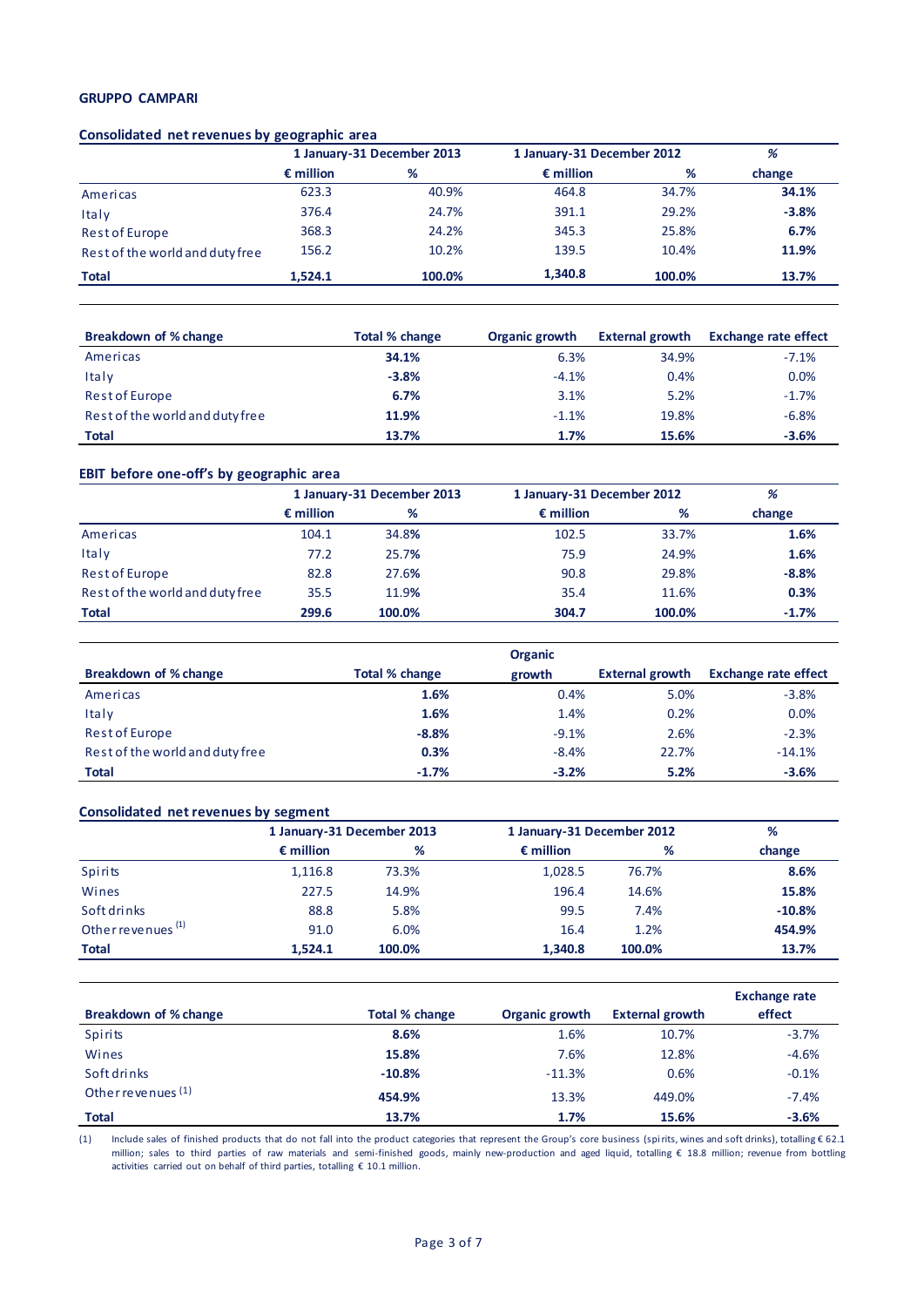**GRUPPO CAMPARI**

**Consolidated net revenues by geographic area**

| | 1 January-31 December 2013 | | 1 January-31 December 2012 | | % |
|---|---|---|---|---|---|
| | € million | % | € million | % | change |
| Americas | 623.3 | 40.9% | 464.8 | 34.7% | **34.1%** |
| Italy | 376.4 | 24.7% | 391.1 | 29.2% | **-3.8%** |
| Rest of Europe | 368.3 | 24.2% | 345.3 | 25.8% | **6.7%** |
| Rest of the world and duty free | 156.2 | 10.2% | 139.5 | 10.4% | **11.9%** |
| **Total** | **1,524.1** | **100.0%** | **1,340.8** | **100.0%** | **13.7%** |

| Breakdown of % change | Total % change | Organic growth | External growth | Exchange rate effect |
|---|---|---|---|---|
| Americas | **34.1%** | 6.3% | 34.9% | -7.1% |
| Italy | **-3.8%** | -4.1% | 0.4% | 0.0% |
| Rest of Europe | **6.7%** | 3.1% | 5.2% | -1.7% |
| Rest of the world and duty free | **11.9%** | -1.1% | 19.8% | -6.8% |
| **Total** | **13.7%** | **1.7%** | **15.6%** | **-3.6%** |

**EBIT before one-off's by geographic area**

| | 1 January-31 December 2013 | | 1 January-31 December 2012 | | % |
|---|---|---|---|---|---|
| | € million | % | € million | % | change |
| Americas | 104.1 | 34.8% | 102.5 | 33.7% | **1.6%** |
| Italy | 77.2 | 25.7% | 75.9 | 24.9% | **1.6%** |
| Rest of Europe | 82.8 | 27.6% | 90.8 | 29.8% | **-8.8%** |
| Rest of the world and duty free | 35.5 | 11.9% | 35.4 | 11.6% | **0.3%** |
| **Total** | **299.6** | **100.0%** | **304.7** | **100.0%** | **-1.7%** |

| Breakdown of % change | Total % change | Organic growth | External growth | Exchange rate effect |
|---|---|---|---|---|
| Americas | **1.6%** | 0.4% | 5.0% | -3.8% |
| Italy | **1.6%** | 1.4% | 0.2% | 0.0% |
| Rest of Europe | **-8.8%** | -9.1% | 2.6% | -2.3% |
| Rest of the world and duty free | **0.3%** | -8.4% | 22.7% | -14.1% |
| **Total** | **-1.7%** | **-3.2%** | **5.2%** | **-3.6%** |

**Consolidated net revenues by segment**

| | 1 January-31 December 2013 | | 1 January-31 December 2012 | | % |
|---|---|---|---|---|---|
| | € million | % | € million | % | change |
| Spirits | 1,116.8 | 73.3% | 1,028.5 | 76.7% | **8.6%** |
| Wines | 227.5 | 14.9% | 196.4 | 14.6% | **15.8%** |
| Soft drinks | 88.8 | 5.8% | 99.5 | 7.4% | **-10.8%** |
| Other revenues (1) | 91.0 | 6.0% | 16.4 | 1.2% | **454.9%** |
| **Total** | **1,524.1** | **100.0%** | **1,340.8** | **100.0%** | **13.7%** |

| Breakdown of % change | Total % change | Organic growth | External growth | Exchange rate effect |
|---|---|---|---|---|
| Spirits | **8.6%** | 1.6% | 10.7% | -3.7% |
| Wines | **15.8%** | 7.6% | 12.8% | -4.6% |
| Soft drinks | **-10.8%** | -11.3% | 0.6% | -0.1% |
| Other revenues (1) | **454.9%** | 13.3% | 449.0% | -7.4% |
| **Total** | **13.7%** | **1.7%** | **15.6%** | **-3.6%** |

(1) Include sales of finished products that do not fall into the product categories that represent the Group's core business (spirits, wines and soft drinks), totalling € 62.1 million; sales to third parties of raw materials and semi-finished goods, mainly new-production and aged liquid, totalling € 18.8 million; revenue from bottling activities carried out on behalf of third parties, totalling € 10.1 million.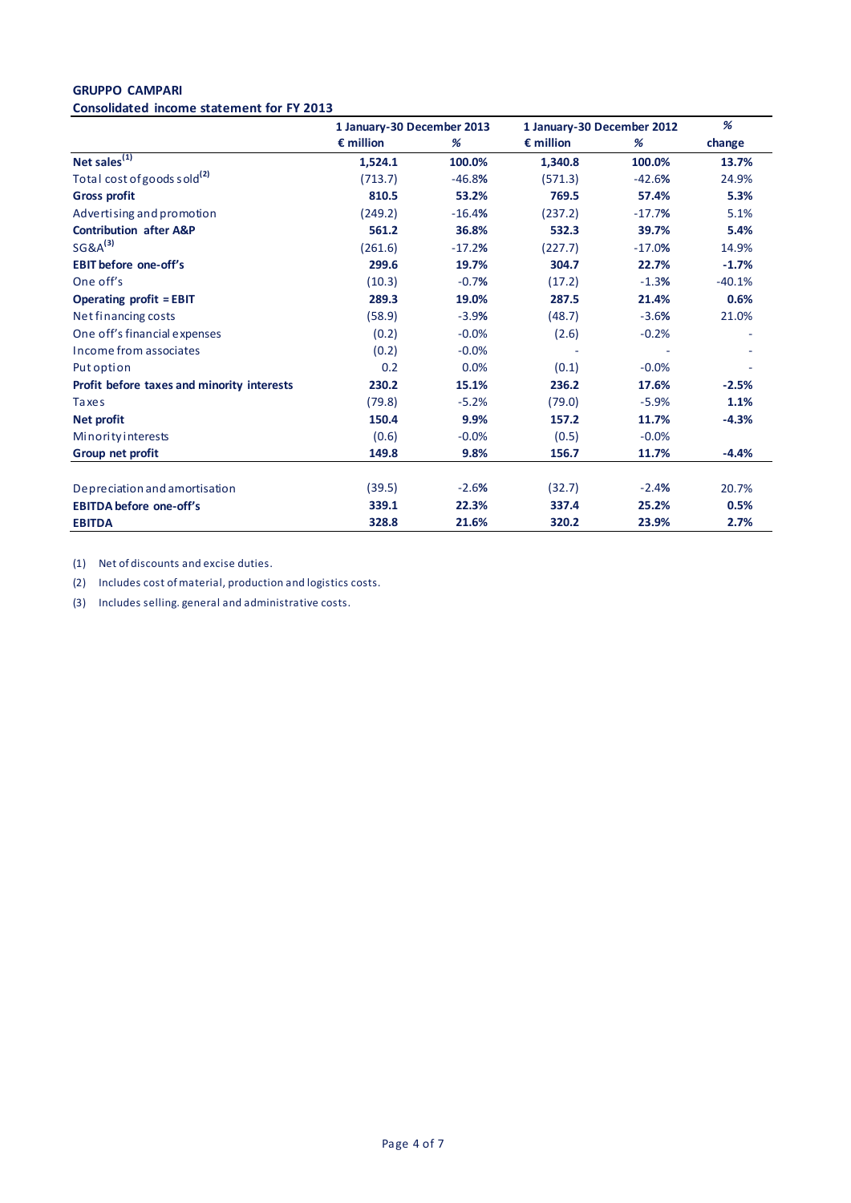**GRUPPO CAMPARI**

**Consolidated income statement for FY 2013**

| | 1 January-30 December 2013 | | 1 January-30 December 2012 | | % |
|---|---|---|---|---|---|
| | € million | % | € million | % | change |
| **Net sales[(1)]** | **1,524.1** | **100.0%** | **1,340.8** | **100.0%** | **13.7%** |
| Total cost of goods sold[(2)] | (713.7) | -46.8% | (571.3) | -42.6% | 24.9% |
| **Gross profit** | **810.5** | **53.2%** | **769.5** | **57.4%** | **5.3%** |
| Advertising and promotion | (249.2) | -16.4% | (237.2) | -17.7% | 5.1% |
| **Contribution after A&P** | **561.2** | **36.8%** | **532.3** | **39.7%** | **5.4%** |
| SG&A[(3)] | (261.6) | -17.2% | (227.7) | -17.0% | 14.9% |
| **EBIT before one-off's** | **299.6** | **19.7%** | **304.7** | **22.7%** | **-1.7%** |
| One off's | (10.3) | -0.7% | (17.2) | -1.3% | -40.1% |
| **Operating profit = EBIT** | **289.3** | **19.0%** | **287.5** | **21.4%** | **0.6%** |
| Net financing costs | (58.9) | -3.9% | (48.7) | -3.6% | 21.0% |
| One off's financial expenses | (0.2) | -0.0% | (2.6) | -0.2% | - |
| Income from associates | (0.2) | -0.0% | - | - | - |
| Put option | 0.2 | 0.0% | (0.1) | -0.0% | - |
| **Profit before taxes and minority interests** | **230.2** | **15.1%** | **236.2** | **17.6%** | **-2.5%** |
| Taxes | (79.8) | -5.2% | (79.0) | -5.9% | **1.1%** |
| **Net profit** | **150.4** | **9.9%** | **157.2** | **11.7%** | **-4.3%** |
| Minority interests | (0.6) | -0.0% | (0.5) | -0.0% | |
| **Group net profit** | **149.8** | **9.8%** | **156.7** | **11.7%** | **-4.4%** |
| | | | | | |
| Depreciation and amortisation | (39.5) | -2.6% | (32.7) | -2.4% | 20.7% |
| **EBITDA before one-off's** | **339.1** | **22.3%** | **337.4** | **25.2%** | **0.5%** |
| **EBITDA** | **328.8** | **21.6%** | **320.2** | **23.9%** | **2.7%** |

(1) Net of discounts and excise duties.

(2) Includes cost of material, production and logistics costs.

(3) Includes selling. general and administrative costs.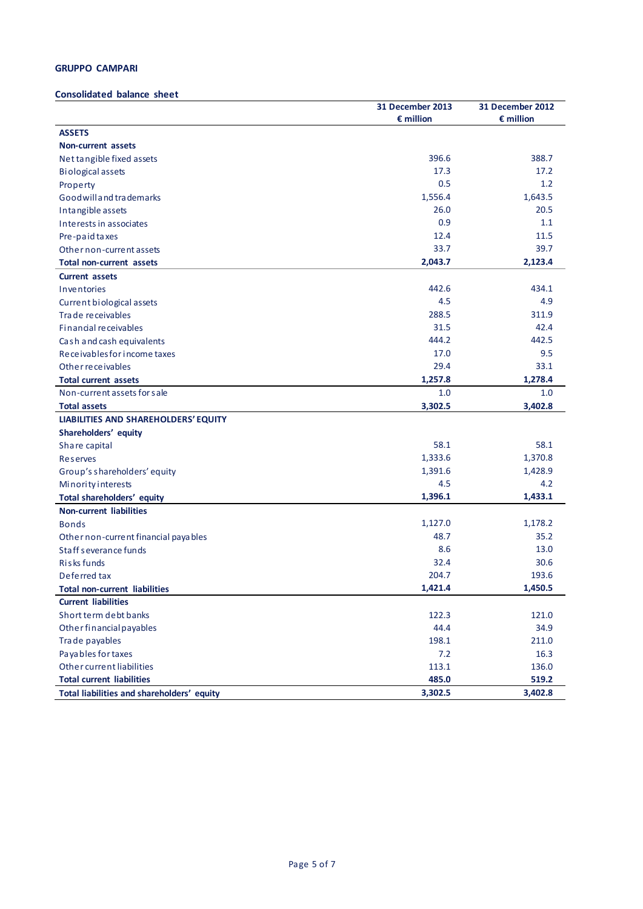**GRUPPO CAMPARI**

**Consolidated balance sheet**

| | 31 December 2013 € million | 31 December 2012 € million |
|---|---|---|
| **ASSETS** | | |
| **Non-current assets** | | |
| Net tangible fixed assets | 396.6 | 388.7 |
| Biological assets | 17.3 | 17.2 |
| Property | 0.5 | 1.2 |
| Goodwill and trademarks | 1,556.4 | 1,643.5 |
| Intangible assets | 26.0 | 20.5 |
| Interests in associates | 0.9 | 1.1 |
| Pre-paid taxes | 12.4 | 11.5 |
| Other non-current assets | 33.7 | 39.7 |
| **Total non-current assets** | **2,043.7** | **2,123.4** |
| **Current assets** | | |
| Inventories | 442.6 | 434.1 |
| Current biological assets | 4.5 | 4.9 |
| Trade receivables | 288.5 | 311.9 |
| Financial receivables | 31.5 | 42.4 |
| Cash and cash equivalents | 444.2 | 442.5 |
| Receivables for income taxes | 17.0 | 9.5 |
| Other receivables | 29.4 | 33.1 |
| **Total current assets** | **1,257.8** | **1,278.4** |
| Non-current assets for sale | 1.0 | 1.0 |
| **Total assets** | **3,302.5** | **3,402.8** |
| **LIABILITIES AND SHAREHOLDERS' EQUITY** | | |
| **Shareholders' equity** | | |
| Share capital | 58.1 | 58.1 |
| Reserves | 1,333.6 | 1,370.8 |
| Group's shareholders' equity | 1,391.6 | 1,428.9 |
| Minority interests | 4.5 | 4.2 |
| **Total shareholders' equity** | **1,396.1** | **1,433.1** |
| **Non-current liabilities** | | |
| Bonds | 1,127.0 | 1,178.2 |
| Other non-current financial payables | 48.7 | 35.2 |
| Staff severance funds | 8.6 | 13.0 |
| Risks funds | 32.4 | 30.6 |
| Deferred tax | 204.7 | 193.6 |
| **Total non-current liabilities** | **1,421.4** | **1,450.5** |
| **Current liabilities** | | |
| Short term debt banks | 122.3 | 121.0 |
| Other financial payables | 44.4 | 34.9 |
| Trade payables | 198.1 | 211.0 |
| Payables for taxes | 7.2 | 16.3 |
| Other current liabilities | 113.1 | 136.0 |
| **Total current liabilities** | **485.0** | **519.2** |
| **Total liabilities and shareholders' equity** | **3,302.5** | **3,402.8** |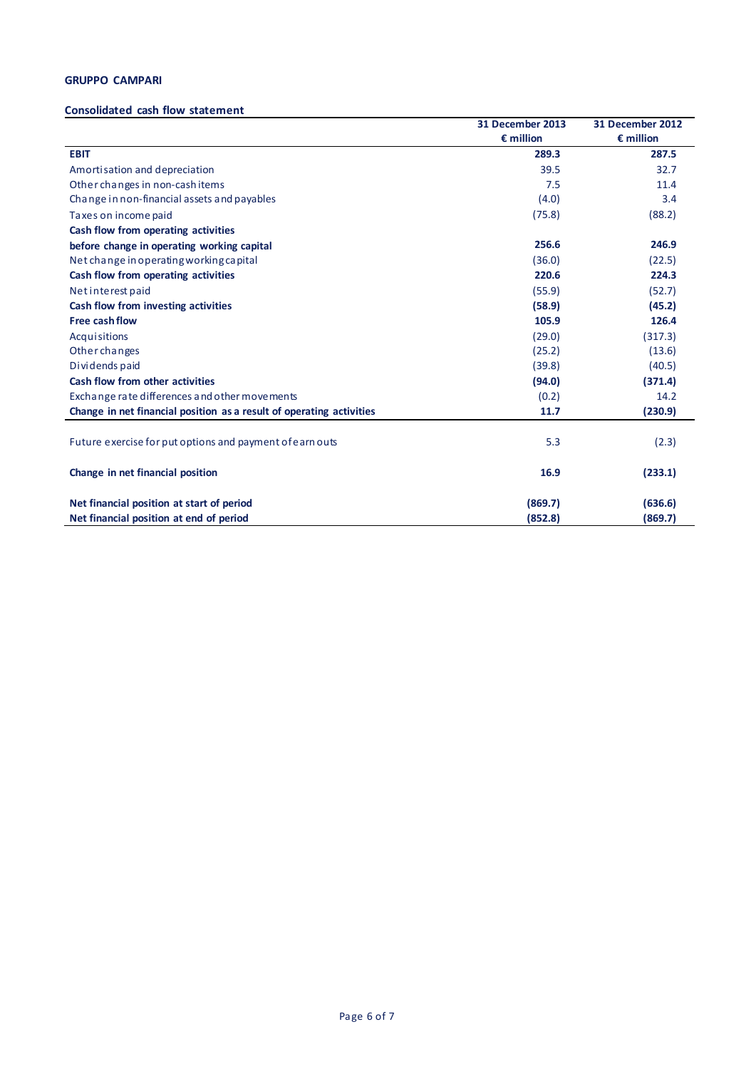**GRUPPO CAMPARI**

**Consolidated cash flow statement**

| | 31 December 2013<br>€ million | 31 December 2012<br>€ million |
|---|---|---|
| **EBIT** | **289.3** | **287.5** |
| Amortisation and depreciation | 39.5 | 32.7 |
| Other changes in non-cash items | 7.5 | 11.4 |
| Change in non-financial assets and payables | (4.0) | 3.4 |
| Taxes on income paid | (75.8) | (88.2) |
| **Cash flow from operating activities before change in operating working capital** | **256.6** | **246.9** |
| Net change in operating working capital | (36.0) | (22.5) |
| **Cash flow from operating activities** | **220.6** | **224.3** |
| Net interest paid | (55.9) | (52.7) |
| **Cash flow from investing activities** | **(58.9)** | **(45.2)** |
| **Free cash flow** | **105.9** | **126.4** |
| Acquisitions | (29.0) | (317.3) |
| Other changes | (25.2) | (13.6) |
| Dividends paid | (39.8) | (40.5) |
| **Cash flow from other activities** | **(94.0)** | **(371.4)** |
| Exchange rate differences and other movements | (0.2) | 14.2 |
| **Change in net financial position as a result of operating activities** | **11.7** | **(230.9)** |
| Future exercise for put options and payment of earn outs | 5.3 | (2.3) |
| **Change in net financial position** | **16.9** | **(233.1)** |
| **Net financial position at start of period** | **(869.7)** | **(636.6)** |
| **Net financial position at end of period** | **(852.8)** | **(869.7)** |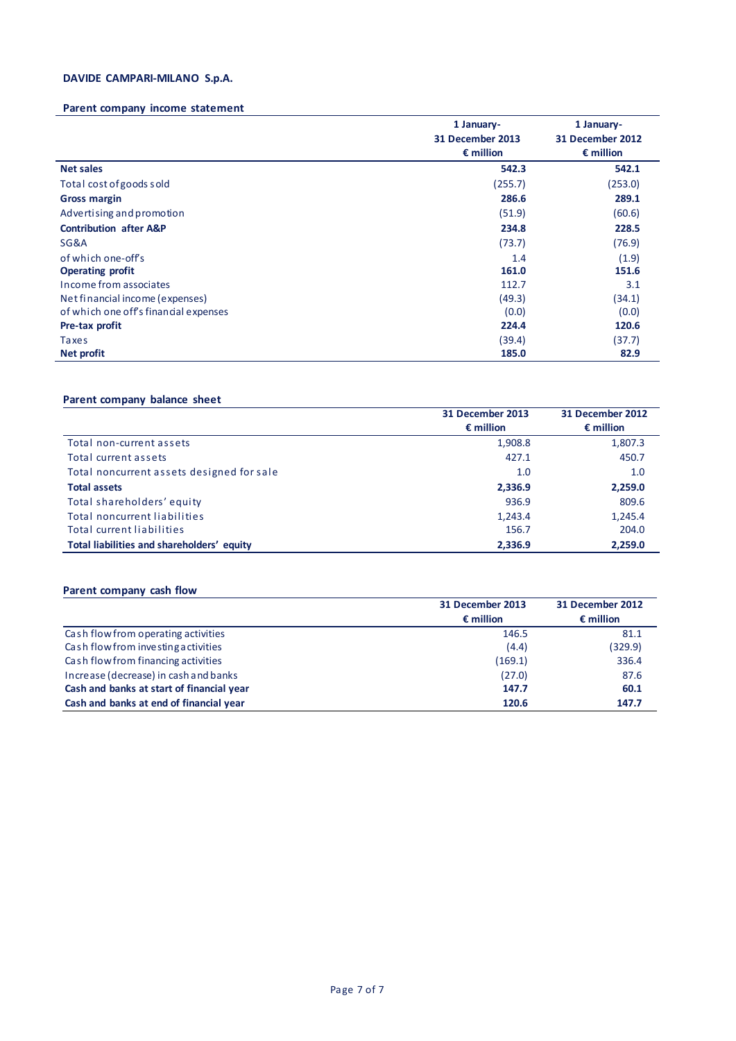**DAVIDE CAMPARI-MILANO S.p.A.**

**Parent company income statement**

| | 1 January-31 December 2013 € million | 1 January-31 December 2012 € million |
|---|---|---|
| **Net sales** | **542.3** | **542.1** |
| Total cost of goods sold | (255.7) | (253.0) |
| **Gross margin** | **286.6** | **289.1** |
| Advertising and promotion | (51.9) | (60.6) |
| **Contribution after A&P** | **234.8** | **228.5** |
| SG&A | (73.7) | (76.9) |
| of which one-off's | 1.4 | (1.9) |
| **Operating profit** | **161.0** | **151.6** |
| Income from associates | 112.7 | 3.1 |
| Net financial income (expenses) | (49.3) | (34.1) |
| of which one off's financial expenses | (0.0) | (0.0) |
| **Pre-tax profit** | **224.4** | **120.6** |
| Taxes | (39.4) | (37.7) |
| **Net profit** | **185.0** | **82.9** |

**Parent company balance sheet**

| | 31 December 2013 € million | 31 December 2012 € million |
|---|---|---|
| Total non-current assets | 1,908.8 | 1,807.3 |
| Total current assets | 427.1 | 450.7 |
| Total noncurrent assets designed for sale | 1.0 | 1.0 |
| **Total assets** | **2,336.9** | **2,259.0** |
| Total shareholders' equity | 936.9 | 809.6 |
| Total noncurrent liabilities | 1,243.4 | 1,245.4 |
| Total current liabilities | 156.7 | 204.0 |
| **Total liabilities and shareholders' equity** | **2,336.9** | **2,259.0** |

**Parent company cash flow**

| | 31 December 2013 € million | 31 December 2012 € million |
|---|---|---|
| Cash flow from operating activities | 146.5 | 81.1 |
| Cash flow from investing activities | (4.4) | (329.9) |
| Cash flow from financing activities | (169.1) | 336.4 |
| Increase (decrease) in cash and banks | (27.0) | 87.6 |
| **Cash and banks at start of financial year** | **147.7** | **60.1** |
| **Cash and banks at end of financial year** | **120.6** | **147.7** |